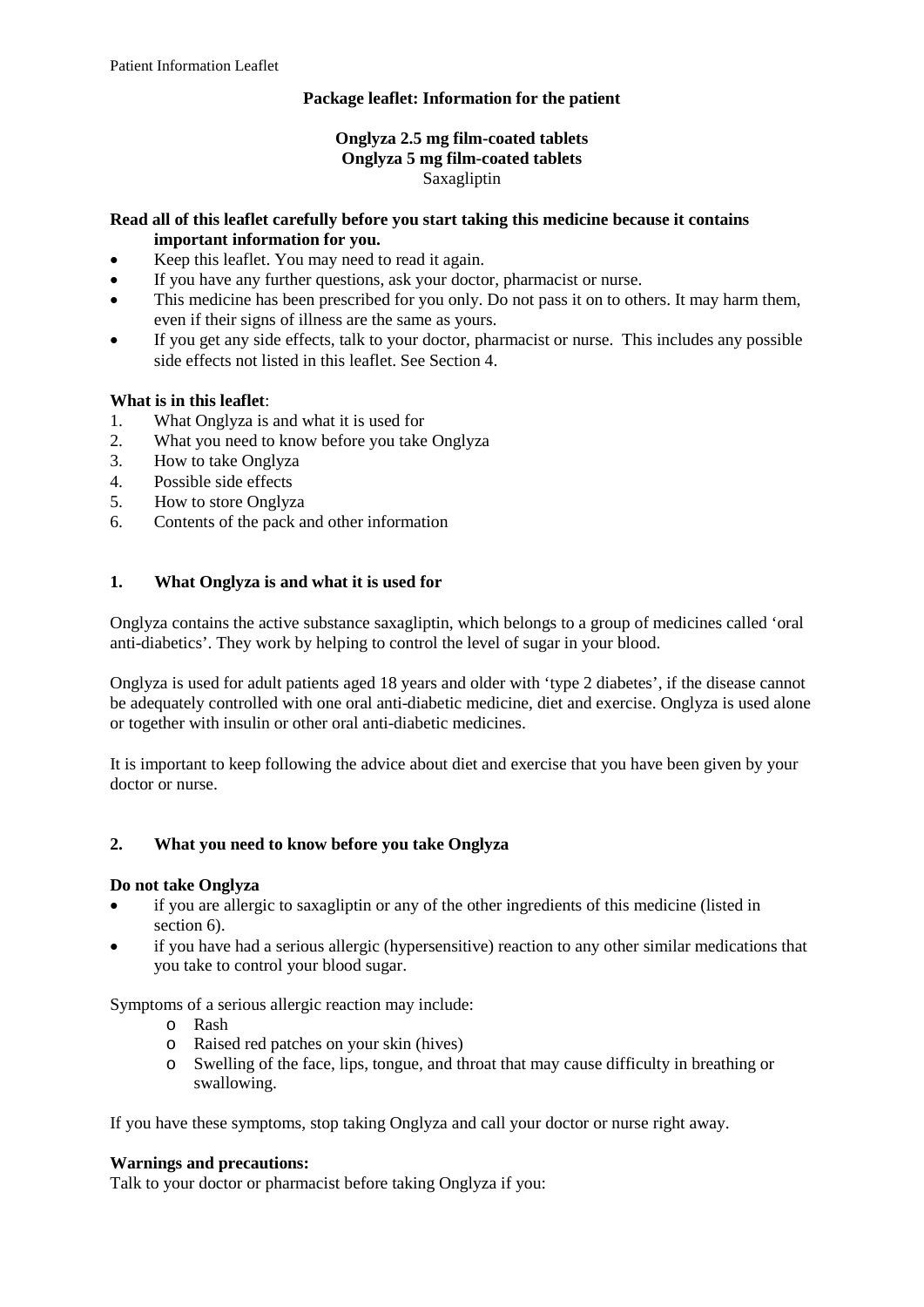Patient Information Leaflet

# Package leaflet: Information for the patient

**Onglyza 2.5 mg film-coated tablets**
**Onglyza 5 mg film-coated tablets**
Saxagliptin

**Read all of this leaflet carefully before you start taking this medicine because it contains important information for you.**

- Keep this leaflet. You may need to read it again.
- If you have any further questions, ask your doctor, pharmacist or nurse.
- This medicine has been prescribed for you only. Do not pass it on to others. It may harm them, even if their signs of illness are the same as yours.
- If you get any side effects, talk to your doctor, pharmacist or nurse. This includes any possible side effects not listed in this leaflet. See Section 4.

**What is in this leaflet**:

1. What Onglyza is and what it is used for
2. What you need to know before you take Onglyza
3. How to take Onglyza
4. Possible side effects
5. How to store Onglyza
6. Contents of the pack and other information

## 1. What Onglyza is and what it is used for

Onglyza contains the active substance saxagliptin, which belongs to a group of medicines called 'oral anti-diabetics'. They work by helping to control the level of sugar in your blood.

Onglyza is used for adult patients aged 18 years and older with 'type 2 diabetes', if the disease cannot be adequately controlled with one oral anti-diabetic medicine, diet and exercise. Onglyza is used alone or together with insulin or other oral anti-diabetic medicines.

It is important to keep following the advice about diet and exercise that you have been given by your doctor or nurse.

## 2. What you need to know before you take Onglyza

**Do not take Onglyza**

- if you are allergic to saxagliptin or any of the other ingredients of this medicine (listed in section 6).
- if you have had a serious allergic (hypersensitive) reaction to any other similar medications that you take to control your blood sugar.

Symptoms of a serious allergic reaction may include:

- Rash
- Raised red patches on your skin (hives)
- Swelling of the face, lips, tongue, and throat that may cause difficulty in breathing or swallowing.

If you have these symptoms, stop taking Onglyza and call your doctor or nurse right away.

**Warnings and precautions:**
Talk to your doctor or pharmacist before taking Onglyza if you: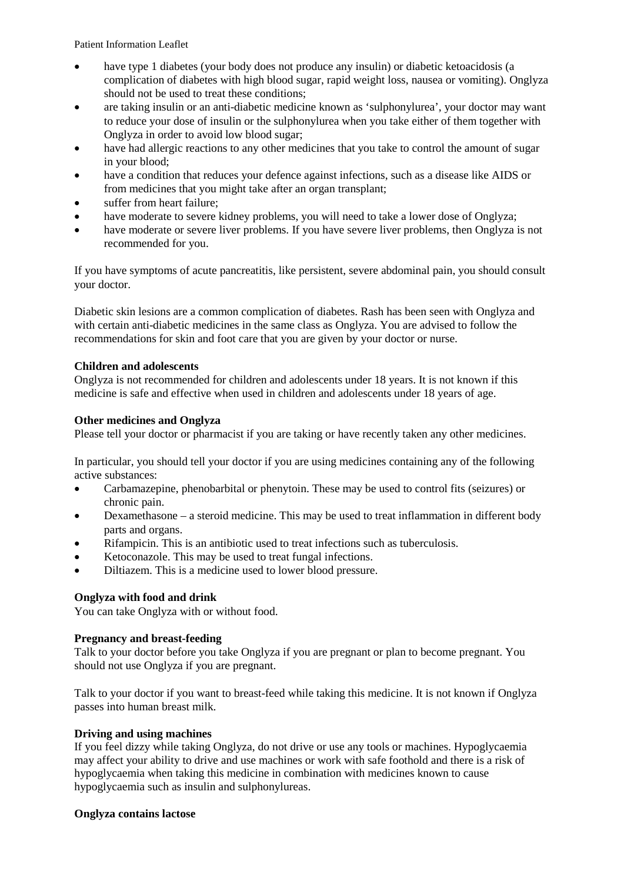- have type 1 diabetes (your body does not produce any insulin) or diabetic ketoacidosis (a complication of diabetes with high blood sugar, rapid weight loss, nausea or vomiting). Onglyza should not be used to treat these conditions;
- are taking insulin or an anti-diabetic medicine known as 'sulphonylurea', your doctor may want to reduce your dose of insulin or the sulphonylurea when you take either of them together with Onglyza in order to avoid low blood sugar;
- have had allergic reactions to any other medicines that you take to control the amount of sugar in your blood;
- have a condition that reduces your defence against infections, such as a disease like AIDS or from medicines that you might take after an organ transplant;
- suffer from heart failure;
- have moderate to severe kidney problems, you will need to take a lower dose of Onglyza;
- have moderate or severe liver problems. If you have severe liver problems, then Onglyza is not recommended for you.

If you have symptoms of acute pancreatitis, like persistent, severe abdominal pain, you should consult your doctor.

Diabetic skin lesions are a common complication of diabetes. Rash has been seen with Onglyza and with certain anti-diabetic medicines in the same class as Onglyza. You are advised to follow the recommendations for skin and foot care that you are given by your doctor or nurse.

**Children and adolescents**
Onglyza is not recommended for children and adolescents under 18 years. It is not known if this medicine is safe and effective when used in children and adolescents under 18 years of age.

**Other medicines and Onglyza**
Please tell your doctor or pharmacist if you are taking or have recently taken any other medicines.

In particular, you should tell your doctor if you are using medicines containing any of the following active substances:

- Carbamazepine, phenobarbital or phenytoin. These may be used to control fits (seizures) or chronic pain.
- Dexamethasone – a steroid medicine. This may be used to treat inflammation in different body parts and organs.
- Rifampicin. This is an antibiotic used to treat infections such as tuberculosis.
- Ketoconazole. This may be used to treat fungal infections.
- Diltiazem. This is a medicine used to lower blood pressure.

**Onglyza with food and drink**
You can take Onglyza with or without food.

**Pregnancy and breast-feeding**
Talk to your doctor before you take Onglyza if you are pregnant or plan to become pregnant. You should not use Onglyza if you are pregnant.

Talk to your doctor if you want to breast-feed while taking this medicine. It is not known if Onglyza passes into human breast milk.

**Driving and using machines**
If you feel dizzy while taking Onglyza, do not drive or use any tools or machines. Hypoglycaemia may affect your ability to drive and use machines or work with safe foothold and there is a risk of hypoglycaemia when taking this medicine in combination with medicines known to cause hypoglycaemia such as insulin and sulphonylureas.

**Onglyza contains lactose**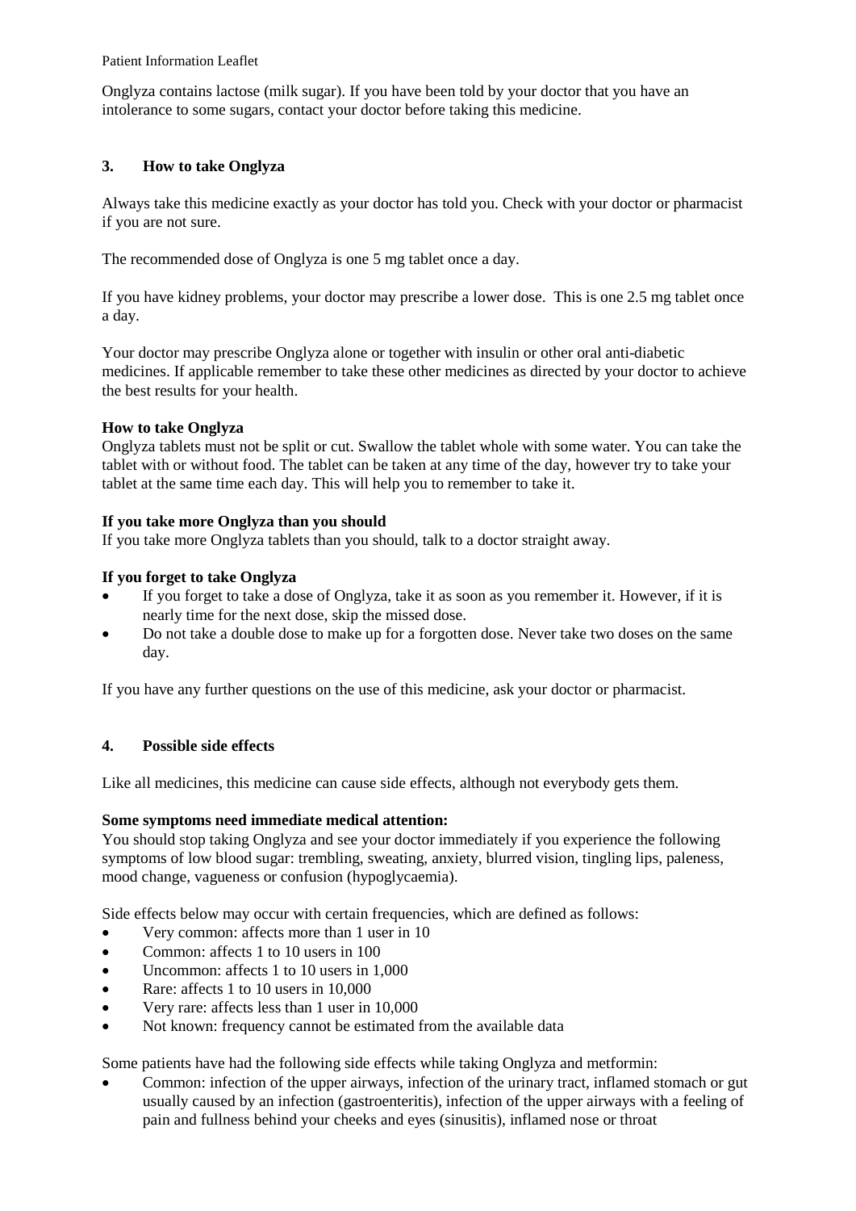Onglyza contains lactose (milk sugar). If you have been told by your doctor that you have an intolerance to some sugars, contact your doctor before taking this medicine.

## 3. How to take Onglyza

Always take this medicine exactly as your doctor has told you. Check with your doctor or pharmacist if you are not sure.

The recommended dose of Onglyza is one 5 mg tablet once a day.

If you have kidney problems, your doctor may prescribe a lower dose. This is one 2.5 mg tablet once a day.

Your doctor may prescribe Onglyza alone or together with insulin or other oral anti-diabetic medicines. If applicable remember to take these other medicines as directed by your doctor to achieve the best results for your health.

**How to take Onglyza**

Onglyza tablets must not be split or cut. Swallow the tablet whole with some water. You can take the tablet with or without food. The tablet can be taken at any time of the day, however try to take your tablet at the same time each day. This will help you to remember to take it.

**If you take more Onglyza than you should**

If you take more Onglyza tablets than you should, talk to a doctor straight away.

**If you forget to take Onglyza**

- If you forget to take a dose of Onglyza, take it as soon as you remember it. However, if it is nearly time for the next dose, skip the missed dose.
- Do not take a double dose to make up for a forgotten dose. Never take two doses on the same day.

If you have any further questions on the use of this medicine, ask your doctor or pharmacist.

## 4. Possible side effects

Like all medicines, this medicine can cause side effects, although not everybody gets them.

**Some symptoms need immediate medical attention:**

You should stop taking Onglyza and see your doctor immediately if you experience the following symptoms of low blood sugar: trembling, sweating, anxiety, blurred vision, tingling lips, paleness, mood change, vagueness or confusion (hypoglycaemia).

Side effects below may occur with certain frequencies, which are defined as follows:

- Very common: affects more than 1 user in 10
- Common: affects 1 to 10 users in 100
- Uncommon: affects 1 to 10 users in 1,000
- Rare: affects 1 to 10 users in 10,000
- Very rare: affects less than 1 user in 10,000
- Not known: frequency cannot be estimated from the available data

Some patients have had the following side effects while taking Onglyza and metformin:

- Common: infection of the upper airways, infection of the urinary tract, inflamed stomach or gut usually caused by an infection (gastroenteritis), infection of the upper airways with a feeling of pain and fullness behind your cheeks and eyes (sinusitis), inflamed nose or throat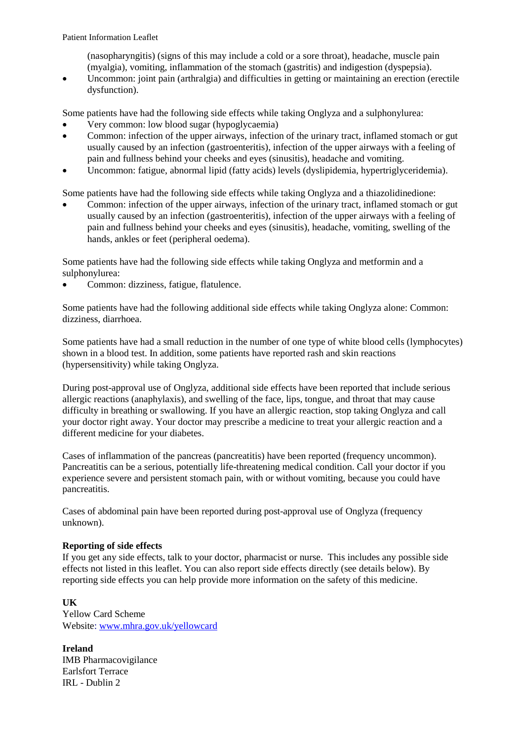(nasopharyngitis) (signs of this may include a cold or a sore throat), headache, muscle pain (myalgia), vomiting, inflammation of the stomach (gastritis) and indigestion (dyspepsia).
- Uncommon: joint pain (arthralgia) and difficulties in getting or maintaining an erection (erectile dysfunction).

Some patients have had the following side effects while taking Onglyza and a sulphonylurea:
- Very common: low blood sugar (hypoglycaemia)
- Common: infection of the upper airways, infection of the urinary tract, inflamed stomach or gut usually caused by an infection (gastroenteritis), infection of the upper airways with a feeling of pain and fullness behind your cheeks and eyes (sinusitis), headache and vomiting.
- Uncommon: fatigue, abnormal lipid (fatty acids) levels (dyslipidemia, hypertriglyceridemia).

Some patients have had the following side effects while taking Onglyza and a thiazolidinedione:
- Common: infection of the upper airways, infection of the urinary tract, inflamed stomach or gut usually caused by an infection (gastroenteritis), infection of the upper airways with a feeling of pain and fullness behind your cheeks and eyes (sinusitis), headache, vomiting, swelling of the hands, ankles or feet (peripheral oedema).

Some patients have had the following side effects while taking Onglyza and metformin and a sulphonylurea:
- Common: dizziness, fatigue, flatulence.

Some patients have had the following additional side effects while taking Onglyza alone: Common: dizziness, diarrhoea.

Some patients have had a small reduction in the number of one type of white blood cells (lymphocytes) shown in a blood test. In addition, some patients have reported rash and skin reactions (hypersensitivity) while taking Onglyza.

During post-approval use of Onglyza, additional side effects have been reported that include serious allergic reactions (anaphylaxis), and swelling of the face, lips, tongue, and throat that may cause difficulty in breathing or swallowing. If you have an allergic reaction, stop taking Onglyza and call your doctor right away. Your doctor may prescribe a medicine to treat your allergic reaction and a different medicine for your diabetes.

Cases of inflammation of the pancreas (pancreatitis) have been reported (frequency uncommon). Pancreatitis can be a serious, potentially life-threatening medical condition. Call your doctor if you experience severe and persistent stomach pain, with or without vomiting, because you could have pancreatitis.

Cases of abdominal pain have been reported during post-approval use of Onglyza (frequency unknown).

**Reporting of side effects**
If you get any side effects, talk to your doctor, pharmacist or nurse. This includes any possible side effects not listed in this leaflet. You can also report side effects directly (see details below). By reporting side effects you can help provide more information on the safety of this medicine.

**UK**
Yellow Card Scheme
Website: www.mhra.gov.uk/yellowcard

**Ireland**
IMB Pharmacovigilance
Earlsfort Terrace
IRL - Dublin 2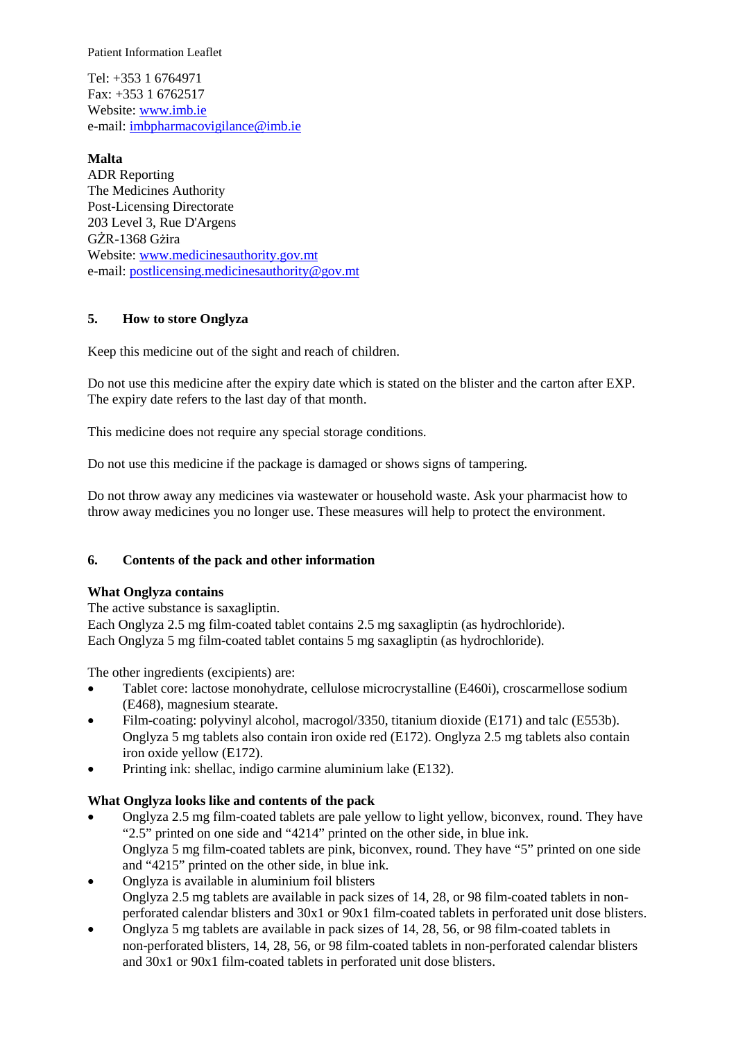Tel: +353 1 6764971
Fax: +353 1 6762517
Website: www.imb.ie
e-mail: imbpharmacovigilance@imb.ie

**Malta**
ADR Reporting
The Medicines Authority
Post-Licensing Directorate
203 Level 3, Rue D'Argens
GŻR-1368 Gżira
Website: www.medicinesauthority.gov.mt
e-mail: postlicensing.medicinesauthority@gov.mt

## 5. How to store Onglyza

Keep this medicine out of the sight and reach of children.

Do not use this medicine after the expiry date which is stated on the blister and the carton after EXP. The expiry date refers to the last day of that month.

This medicine does not require any special storage conditions.

Do not use this medicine if the package is damaged or shows signs of tampering.

Do not throw away any medicines via wastewater or household waste. Ask your pharmacist how to throw away medicines you no longer use. These measures will help to protect the environment.

## 6. Contents of the pack and other information

**What Onglyza contains**
The active substance is saxagliptin.
Each Onglyza 2.5 mg film-coated tablet contains 2.5 mg saxagliptin (as hydrochloride).
Each Onglyza 5 mg film-coated tablet contains 5 mg saxagliptin (as hydrochloride).

The other ingredients (excipients) are:

- Tablet core: lactose monohydrate, cellulose microcrystalline (E460i), croscarmellose sodium (E468), magnesium stearate.
- Film-coating: polyvinyl alcohol, macrogol/3350, titanium dioxide (E171) and talc (E553b). Onglyza 5 mg tablets also contain iron oxide red (E172). Onglyza 2.5 mg tablets also contain iron oxide yellow (E172).
- Printing ink: shellac, indigo carmine aluminium lake (E132).

**What Onglyza looks like and contents of the pack**

- Onglyza 2.5 mg film-coated tablets are pale yellow to light yellow, biconvex, round. They have "2.5" printed on one side and "4214" printed on the other side, in blue ink.
  Onglyza 5 mg film-coated tablets are pink, biconvex, round. They have "5" printed on one side and "4215" printed on the other side, in blue ink.
- Onglyza is available in aluminium foil blisters
  Onglyza 2.5 mg tablets are available in pack sizes of 14, 28, or 98 film-coated tablets in non-perforated calendar blisters and 30x1 or 90x1 film-coated tablets in perforated unit dose blisters.
- Onglyza 5 mg tablets are available in pack sizes of 14, 28, 56, or 98 film-coated tablets in non-perforated blisters, 14, 28, 56, or 98 film-coated tablets in non-perforated calendar blisters and 30x1 or 90x1 film-coated tablets in perforated unit dose blisters.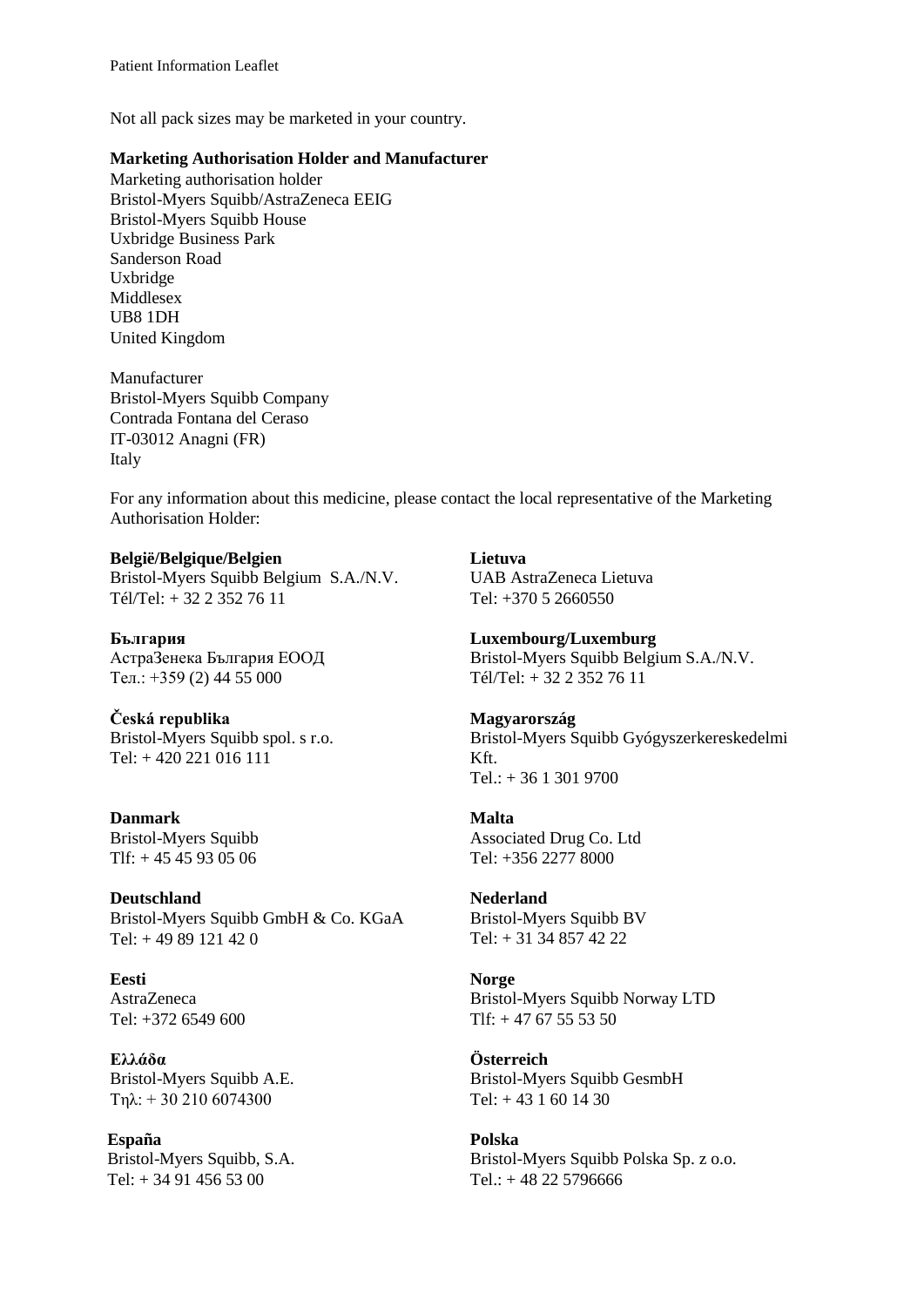Not all pack sizes may be marketed in your country.

**Marketing Authorisation Holder and Manufacturer**

Marketing authorisation holder
Bristol-Myers Squibb/AstraZeneca EEIG
Bristol-Myers Squibb House
Uxbridge Business Park
Sanderson Road
Uxbridge
Middlesex
UB8 1DH
United Kingdom

Manufacturer
Bristol-Myers Squibb Company
Contrada Fontana del Ceraso
IT-03012 Anagni (FR)
Italy

For any information about this medicine, please contact the local representative of the Marketing Authorisation Holder:

**België/Belgique/Belgien**
Bristol-Myers Squibb Belgium S.A./N.V.
Tél/Tel: + 32 2 352 76 11

**България**
АстраЗенека България ЕООД
Тел.: +359 (2) 44 55 000

**Česká republika**
Bristol-Myers Squibb spol. s r.o.
Tel: + 420 221 016 111

**Danmark**
Bristol-Myers Squibb
Tlf: + 45 45 93 05 06

**Deutschland**
Bristol-Myers Squibb GmbH & Co. KGaA
Tel: + 49 89 121 42 0

**Eesti**
AstraZeneca
Tel: +372 6549 600

**Ελλάδα**
Bristol-Myers Squibb A.E.
Τηλ: + 30 210 6074300

**España**
Bristol-Myers Squibb, S.A.
Tel: + 34 91 456 53 00

**Lietuva**
UAB AstraZeneca Lietuva
Tel: +370 5 2660550

**Luxembourg/Luxemburg**
Bristol-Myers Squibb Belgium S.A./N.V.
Tél/Tel: + 32 2 352 76 11

**Magyarország**
Bristol-Myers Squibb Gyógyszerkereskedelmi Kft.
Tel.: + 36 1 301 9700

**Malta**
Associated Drug Co. Ltd
Tel: +356 2277 8000

**Nederland**
Bristol-Myers Squibb BV
Tel: + 31 34 857 42 22

**Norge**
Bristol-Myers Squibb Norway LTD
Tlf: + 47 67 55 53 50

**Österreich**
Bristol-Myers Squibb GesmbH
Tel: + 43 1 60 14 30

**Polska**
Bristol-Myers Squibb Polska Sp. z o.o.
Tel.: + 48 22 5796666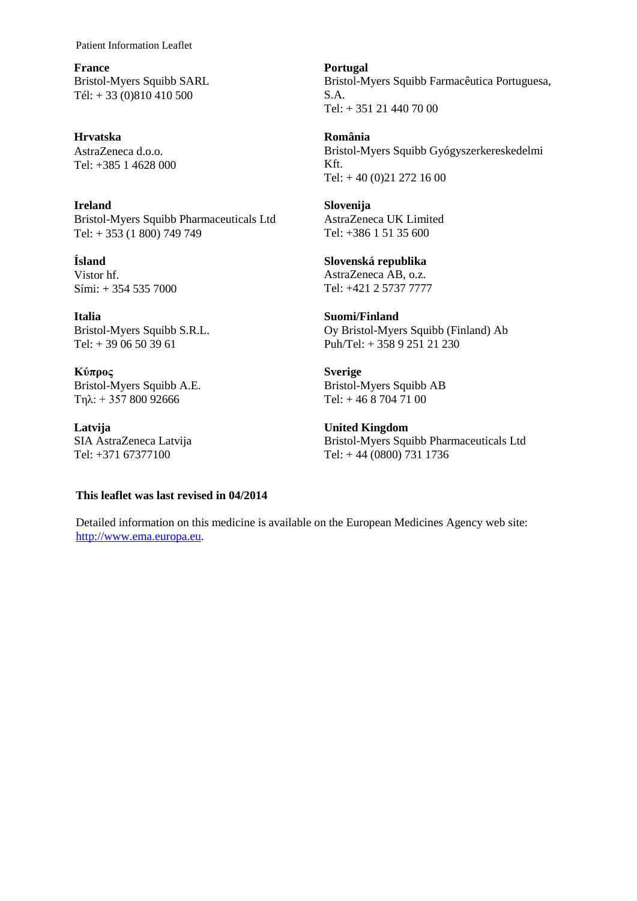**France**
Bristol-Myers Squibb SARL
Tél: + 33 (0)810 410 500

**Hrvatska**
AstraZeneca d.o.o.
Tel: +385 1 4628 000

**Ireland**
Bristol-Myers Squibb Pharmaceuticals Ltd
Tel: + 353 (1 800) 749 749

**Ísland**
Vistor hf.
Sími: + 354 535 7000

**Italia**
Bristol-Myers Squibb S.R.L.
Tel: + 39 06 50 39 61

**Κύπρος**
Bristol-Myers Squibb A.E.
Τηλ: + 357 800 92666

**Latvija**
SIA AstraZeneca Latvija
Tel: +371 67377100

**Portugal**
Bristol-Myers Squibb Farmacêutica Portuguesa, S.A.
Tel: + 351 21 440 70 00

**România**
Bristol-Myers Squibb Gyógyszerkereskedelmi Kft.
Tel: + 40 (0)21 272 16 00

**Slovenija**
AstraZeneca UK Limited
Tel: +386 1 51 35 600

**Slovenská republika**
AstraZeneca AB, o.z.
Tel: +421 2 5737 7777

**Suomi/Finland**
Oy Bristol-Myers Squibb (Finland) Ab
Puh/Tel: + 358 9 251 21 230

**Sverige**
Bristol-Myers Squibb AB
Tel: + 46 8 704 71 00

**United Kingdom**
Bristol-Myers Squibb Pharmaceuticals Ltd
Tel: + 44 (0800) 731 1736

**This leaflet was last revised in 04/2014**

Detailed information on this medicine is available on the European Medicines Agency web site: http://www.ema.europa.eu.